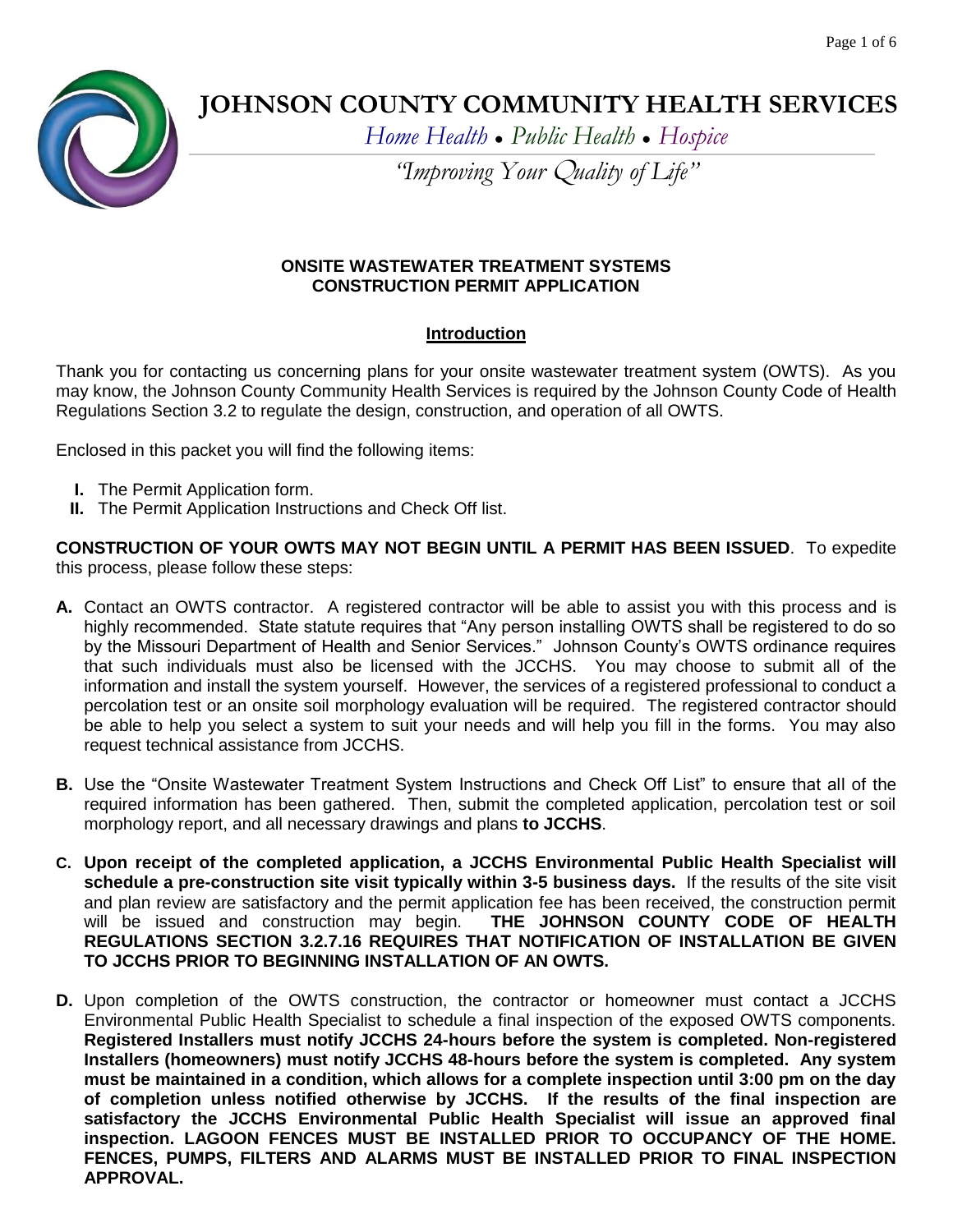# JOHNSON COUNTY COMMUNITY HEALTH SERVICES

*Home Health • Public Health • Hospice*

*"Improving Your Quality of Life"*

## ONSITE WASTEWATER TREATMENT SYSTEMS CONSTRUCTION PERMIT APPLICATION

### Introduction

Thank you for contacting us concerning plans for your onsite wastewater treatment system (OWTS). As you may know, the Johnson County Community Health Services is required by the Johnson County Code of Health Regulations Section 3.2 to regulate the design, construction, and operation of all OWTS.

Enclosed in this packet you will find the following items:

- **I.** The Permit Application form.
- **II.** The Permit Application Instructions and Check Off list.

**CONSTRUCTION OF YOUR OWTS MAY NOT BEGIN UNTIL A PERMIT HAS BEEN ISSUED**. To expedite this process, please follow these steps:

**A.** Contact an OWTS contractor. A registered contractor will be able to assist you with this process and is highly recommended. State statute requires that "Any person installing OWTS shall be registered to do so by the Missouri Department of Health and Senior Services." Johnson County's OWTS ordinance requires that such individuals must also be licensed with the JCCHS. You may choose to submit all of the information and install the system yourself. However, the services of a registered professional to conduct a percolation test or an onsite soil morphology evaluation will be required. The registered contractor should be able to help you select a system to suit your needs and will help you fill in the forms. You may also request technical assistance from JCCHS.

**B.** Use the "Onsite Wastewater Treatment System Instructions and Check Off List" to ensure that all of the required information has been gathered. Then, submit the completed application, percolation test or soil morphology report, and all necessary drawings and plans **to JCCHS**.

**C. Upon receipt of the completed application, a JCCHS Environmental Public Health Specialist will schedule a pre-construction site visit typically within 3-5 business days.** If the results of the site visit and plan review are satisfactory and the permit application fee has been received, the construction permit will be issued and construction may begin. **THE JOHNSON COUNTY CODE OF HEALTH REGULATIONS SECTION 3.2.7.16 REQUIRES THAT NOTIFICATION OF INSTALLATION BE GIVEN TO JCCHS PRIOR TO BEGINNING INSTALLATION OF AN OWTS.**

**D.** Upon completion of the OWTS construction, the contractor or homeowner must contact a JCCHS Environmental Public Health Specialist to schedule a final inspection of the exposed OWTS components. **Registered Installers must notify JCCHS 24-hours before the system is completed. Non-registered Installers (homeowners) must notify JCCHS 48-hours before the system is completed. Any system must be maintained in a condition, which allows for a complete inspection until 3:00 pm on the day of completion unless notified otherwise by JCCHS. If the results of the final inspection are satisfactory the JCCHS Environmental Public Health Specialist will issue an approved final inspection. LAGOON FENCES MUST BE INSTALLED PRIOR TO OCCUPANCY OF THE HOME. FENCES, PUMPS, FILTERS AND ALARMS MUST BE INSTALLED PRIOR TO FINAL INSPECTION APPROVAL.**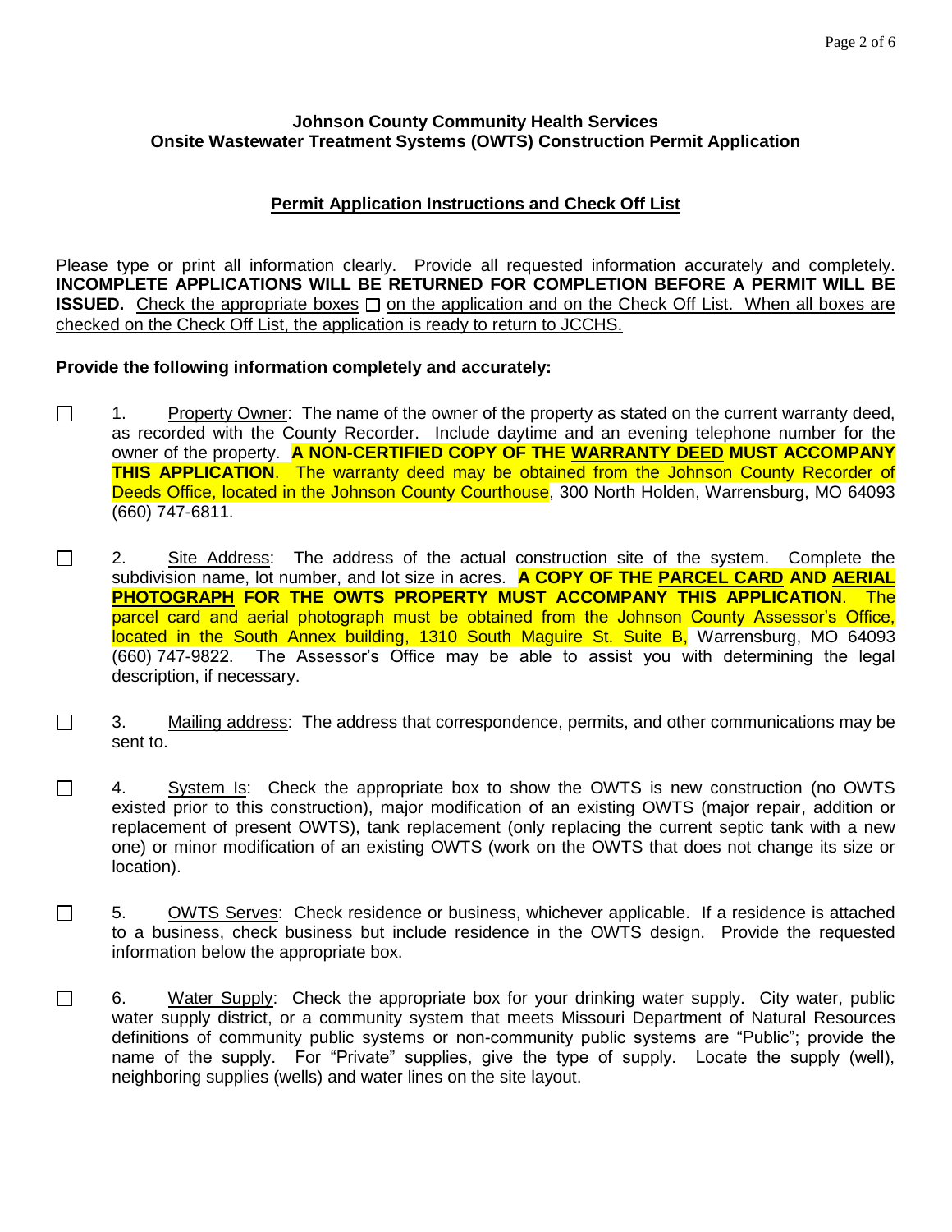**Johnson County Community Health Services**
**Onsite Wastewater Treatment Systems (OWTS) Construction Permit Application**

**Permit Application Instructions and Check Off List**

Please type or print all information clearly. Provide all requested information accurately and completely. **INCOMPLETE APPLICATIONS WILL BE RETURNED FOR COMPLETION BEFORE A PERMIT WILL BE ISSUED.** Check the appropriate boxes ☐ on the application and on the Check Off List. When all boxes are checked on the Check Off List, the application is ready to return to JCCHS.

**Provide the following information completely and accurately:**

☐ 1. Property Owner: The name of the owner of the property as stated on the current warranty deed, as recorded with the County Recorder. Include daytime and an evening telephone number for the owner of the property. **A NON-CERTIFIED COPY OF THE WARRANTY DEED MUST ACCOMPANY THIS APPLICATION**. The warranty deed may be obtained from the Johnson County Recorder of Deeds Office, located in the Johnson County Courthouse, 300 North Holden, Warrensburg, MO 64093 (660) 747-6811.

☐ 2. Site Address: The address of the actual construction site of the system. Complete the subdivision name, lot number, and lot size in acres. **A COPY OF THE PARCEL CARD AND AERIAL PHOTOGRAPH FOR THE OWTS PROPERTY MUST ACCOMPANY THIS APPLICATION**. The parcel card and aerial photograph must be obtained from the Johnson County Assessor's Office, located in the South Annex building, 1310 South Maguire St. Suite B, Warrensburg, MO 64093 (660) 747-9822. The Assessor's Office may be able to assist you with determining the legal description, if necessary.

☐ 3. Mailing address: The address that correspondence, permits, and other communications may be sent to.

☐ 4. System Is: Check the appropriate box to show the OWTS is new construction (no OWTS existed prior to this construction), major modification of an existing OWTS (major repair, addition or replacement of present OWTS), tank replacement (only replacing the current septic tank with a new one) or minor modification of an existing OWTS (work on the OWTS that does not change its size or location).

☐ 5. OWTS Serves: Check residence or business, whichever applicable. If a residence is attached to a business, check business but include residence in the OWTS design. Provide the requested information below the appropriate box.

☐ 6. Water Supply: Check the appropriate box for your drinking water supply. City water, public water supply district, or a community system that meets Missouri Department of Natural Resources definitions of community public systems or non-community public systems are "Public"; provide the name of the supply. For "Private" supplies, give the type of supply. Locate the supply (well), neighboring supplies (wells) and water lines on the site layout.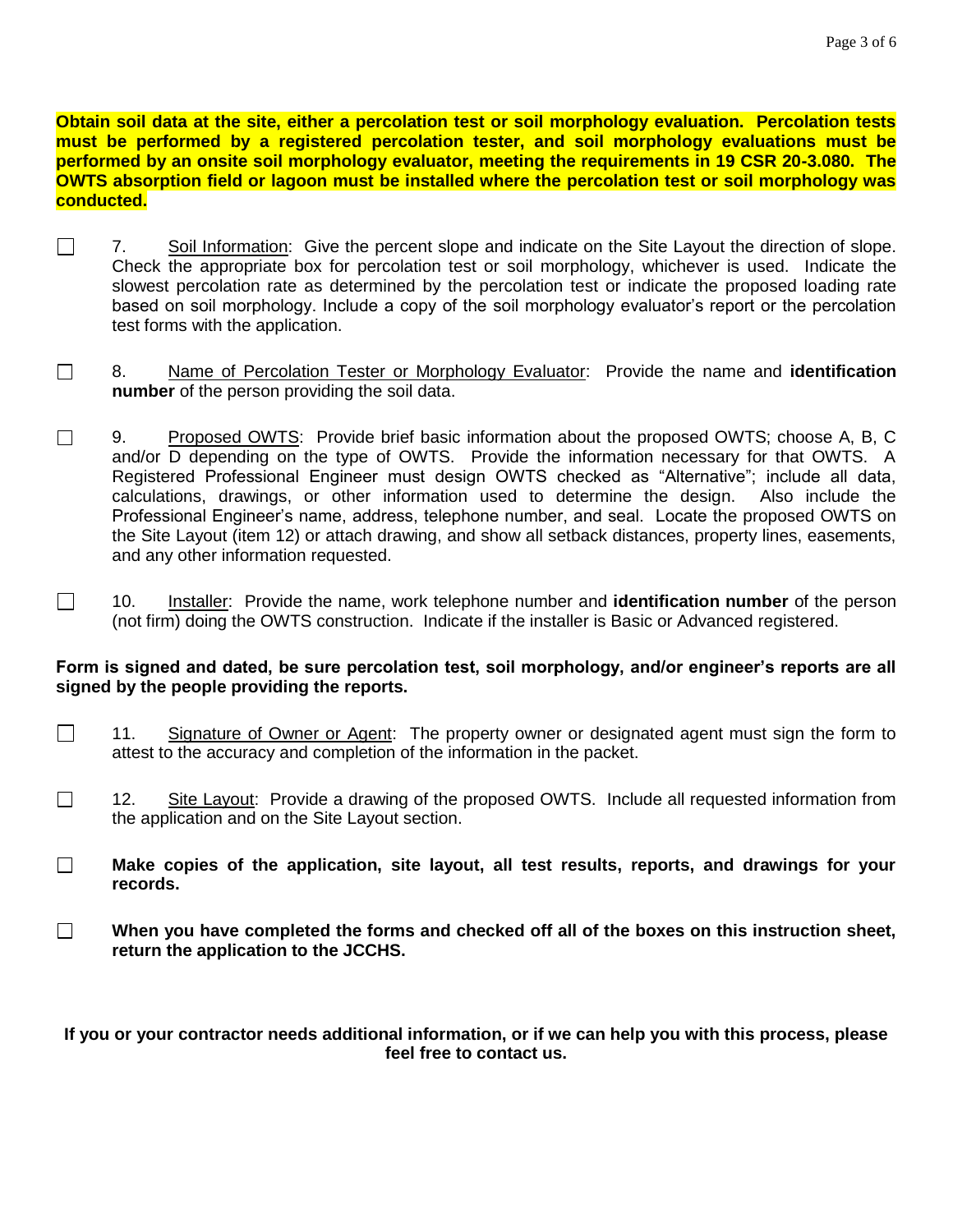**Obtain soil data at the site, either a percolation test or soil morphology evaluation. Percolation tests must be performed by a registered percolation tester, and soil morphology evaluations must be performed by an onsite soil morphology evaluator, meeting the requirements in 19 CSR 20-3.080. The OWTS absorption field or lagoon must be installed where the percolation test or soil morphology was conducted.**

- [ ] 7. Soil Information: Give the percent slope and indicate on the Site Layout the direction of slope. Check the appropriate box for percolation test or soil morphology, whichever is used. Indicate the slowest percolation rate as determined by the percolation test or indicate the proposed loading rate based on soil morphology. Include a copy of the soil morphology evaluator's report or the percolation test forms with the application.

- [ ] 8. Name of Percolation Tester or Morphology Evaluator: Provide the name and **identification number** of the person providing the soil data.

- [ ] 9. Proposed OWTS: Provide brief basic information about the proposed OWTS; choose A, B, C and/or D depending on the type of OWTS. Provide the information necessary for that OWTS. A Registered Professional Engineer must design OWTS checked as "Alternative"; include all data, calculations, drawings, or other information used to determine the design. Also include the Professional Engineer's name, address, telephone number, and seal. Locate the proposed OWTS on the Site Layout (item 12) or attach drawing, and show all setback distances, property lines, easements, and any other information requested.

- [ ] 10. Installer: Provide the name, work telephone number and **identification number** of the person (not firm) doing the OWTS construction. Indicate if the installer is Basic or Advanced registered.

**Form is signed and dated, be sure percolation test, soil morphology, and/or engineer's reports are all signed by the people providing the reports.**

- [ ] 11. Signature of Owner or Agent: The property owner or designated agent must sign the form to attest to the accuracy and completion of the information in the packet.

- [ ] 12. Site Layout: Provide a drawing of the proposed OWTS. Include all requested information from the application and on the Site Layout section.

- [ ] **Make copies of the application, site layout, all test results, reports, and drawings for your records.**

- [ ] **When you have completed the forms and checked off all of the boxes on this instruction sheet, return the application to the JCCHS.**

**If you or your contractor needs additional information, or if we can help you with this process, please feel free to contact us.**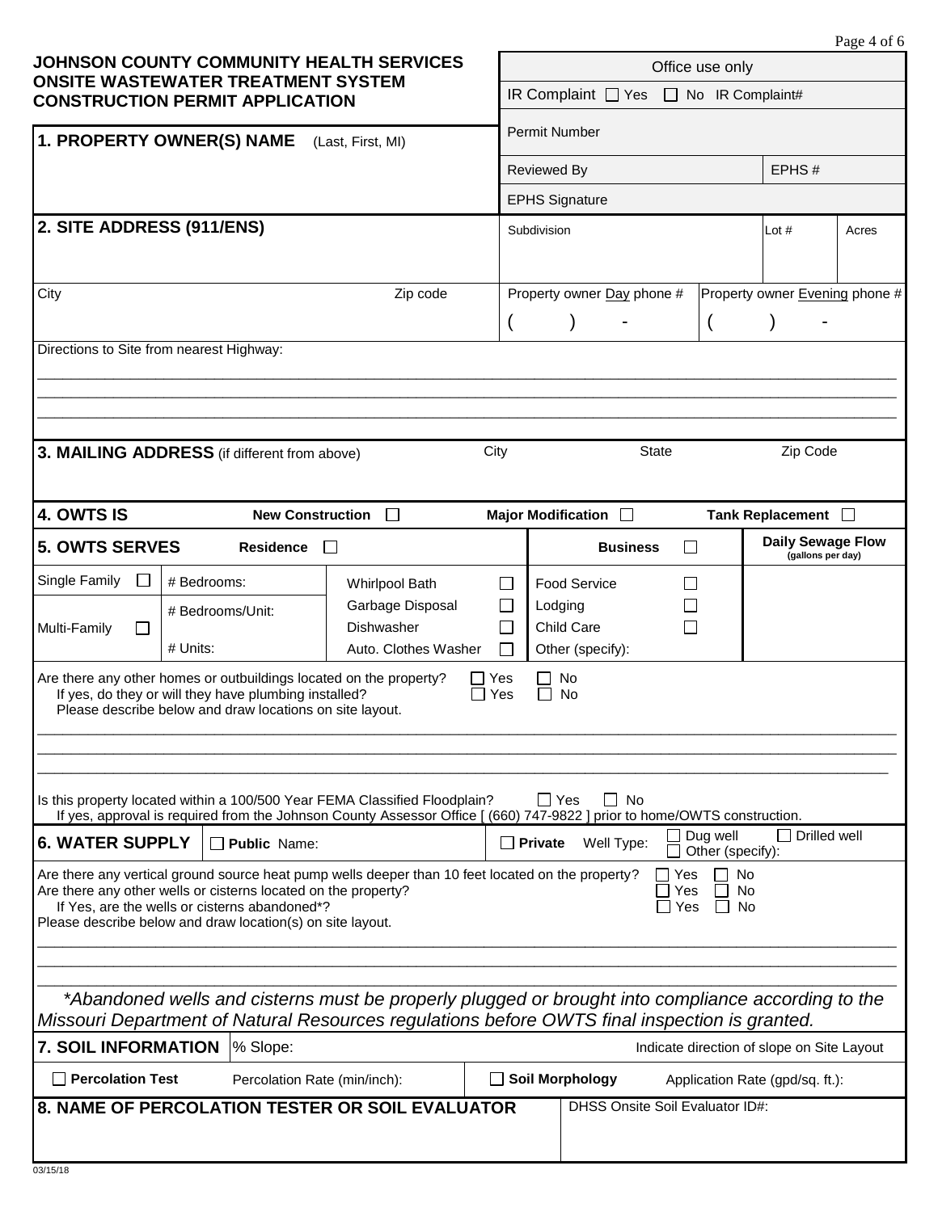# JOHNSON COUNTY COMMUNITY HEALTH SERVICES ONSITE WASTEWATER TREATMENT SYSTEM CONSTRUCTION PERMIT APPLICATION

| Office use only | | |
|---|---|---|
| IR Complaint ☐ Yes ☐ No IR Complaint# | | |
| Permit Number | | |
| Reviewed By | EPHS # | |
| EPHS Signature | | |
| Subdivision | Lot # | Acres |

## 1. PROPERTY OWNER(S) NAME (Last, First, MI)

## 2. SITE ADDRESS (911/ENS)

| City | Zip code | Property owner Day phone # | Property owner Evening phone # |
|---|---|---|---|
| | | ( ) - | ( ) - |

Directions to Site from nearest Highway:

_______________________________________________

_______________________________________________

_______________________________________________

## 3. MAILING ADDRESS (if different from above)

| City | State | Zip Code |
|---|---|---|
| | | |

## 4. OWTS IS

New Construction ☐ Major Modification ☐ Tank Replacement ☐

## 5. OWTS SERVES

| Residence ☐ | | | | Business ☐ | | Daily Sewage Flow (gallons per day) |
|---|---|---|---|---|---|---|
| Single Family ☐ | # Bedrooms: | Whirlpool Bath | ☐ | Food Service | ☐ | |
| Multi-Family ☐ | # Bedrooms/Unit: | Garbage Disposal | ☐ | Lodging | ☐ | |
| | | Dishwasher | ☐ | Child Care | ☐ | |
| | # Units: | Auto. Clothes Washer | ☐ | Other (specify): | | |

Are there any other homes or outbuildings located on the property? ☐ Yes ☐ No
If yes, do they or will they have plumbing installed? ☐ Yes ☐ No
Please describe below and draw locations on site layout.

_______________________________________________

_______________________________________________

_______________________________________________

Is this property located within a 100/500 Year FEMA Classified Floodplain? ☐ Yes ☐ No
If yes, approval is required from the Johnson County Assessor Office [ (660) 747-9822 ] prior to home/OWTS construction.

## 6. WATER SUPPLY

☐ **Public** Name: ☐ **Private** Well Type: ☐ Dug well ☐ Drilled well ☐ Other (specify):

Are there any vertical ground source heat pump wells deeper than 10 feet located on the property? ☐ Yes ☐ No
Are there any other wells or cisterns located on the property? ☐ Yes ☐ No
If Yes, are the wells or cisterns abandoned*? ☐ Yes ☐ No
Please describe below and draw location(s) on site layout.

_______________________________________________

_______________________________________________

_______________________________________________

*\*Abandoned wells and cisterns must be properly plugged or brought into compliance according to the Missouri Department of Natural Resources regulations before OWTS final inspection is granted.*

## 7. SOIL INFORMATION

% Slope: Indicate direction of slope on Site Layout

☐ **Percolation Test** Percolation Rate (min/inch): ☐ **Soil Morphology** Application Rate (gpd/sq. ft.):

## 8. NAME OF PERCOLATION TESTER OR SOIL EVALUATOR

DHSS Onsite Soil Evaluator ID#:

03/15/18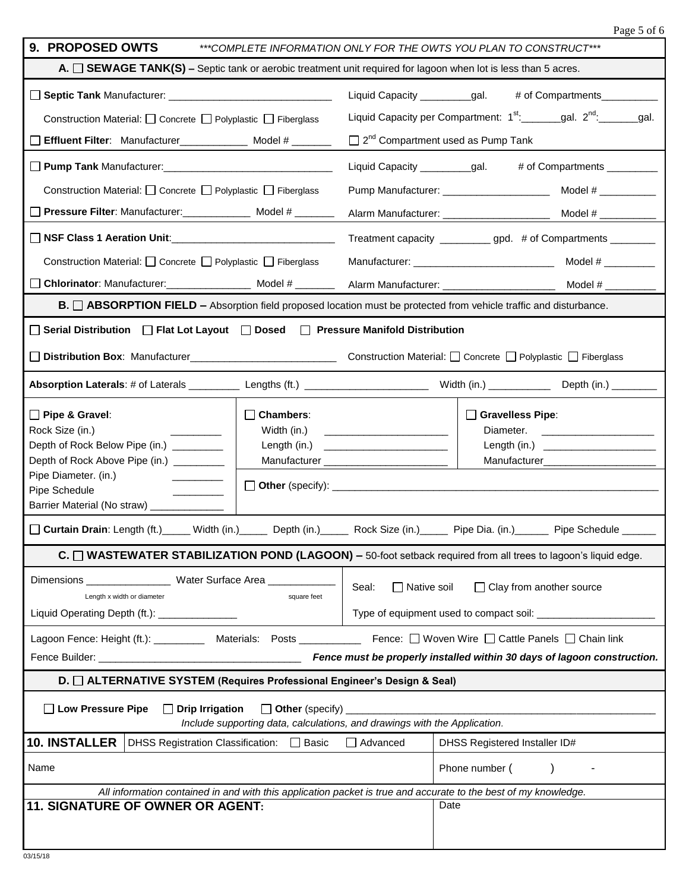## 9. PROPOSED OWTS

*\*\*\*COMPLETE INFORMATION ONLY FOR THE OWTS YOU PLAN TO CONSTRUCT\*\*\**

### A. ☐ SEWAGE TANK(S) – Septic tank or aerobic treatment unit required for lagoon when lot is less than 5 acres.

☐ **Septic Tank** Manufacturer: ____________________________ Liquid Capacity _________gal. # of Compartments__________

Construction Material: ☐ Concrete ☐ Polyplastic ☐ Fiberglass Liquid Capacity per Compartment: 1st:_______gal. 2nd:_______gal.

☐ **Effluent Filter**: Manufacturer____________ Model # _______ ☐ 2nd Compartment used as Pump Tank

☐ **Pump Tank** Manufacturer:_____________________________ Liquid Capacity _________gal. # of Compartments _________

Construction Material: ☐ Concrete ☐ Polyplastic ☐ Fiberglass Pump Manufacturer: ___________________ Model # __________

☐ **Pressure Filter**: Manufacturer:____________ Model # _______ Alarm Manufacturer: ___________________ Model # __________

☐ **NSF Class 1 Aeration Unit**:____________________________ Treatment capacity _________ gpd. # of Compartments ________

Construction Material: ☐ Concrete ☐ Polyplastic ☐ Fiberglass Manufacturer: _________________________ Model # _________

☐ **Chlorinator**: Manufacturer:_______________ Model # _______ Alarm Manufacturer: ___________________ Model # _________

### B. ☐ ABSORPTION FIELD – Absorption field proposed location must be protected from vehicle traffic and disturbance.

☐ **Serial Distribution** ☐ **Flat Lot Layout** ☐ **Dosed** ☐ **Pressure Manifold Distribution**

☐ **Distribution Box**: Manufacturer_________________________ Construction Material: ☐ Concrete ☐ Polyplastic ☐ Fiberglass

**Absorption Laterals**: # of Laterals _________ Lengths (ft.) _____________________ Width (in.) ___________ Depth (in.) ________

☐ **Pipe & Gravel**:
- Rock Size (in.) _________
- Depth of Rock Below Pipe (in.) _________
- Depth of Rock Above Pipe (in.) _________
- Pipe Diameter. (in.) _________
- Pipe Schedule _________
- Barrier Material (No straw) _____________

☐ **Chambers**:
- Width (in.) ______________________
- Length (in.) ______________________
- Manufacturer ______________________

☐ **Gravelless Pipe**:
- Diameter. ____________________
- Length (in.) ____________________
- Manufacturer____________________

☐ **Other** (specify): ________________________________________________________

☐ **Curtain Drain**: Length (ft.)_____ Width (in.)_____ Depth (in.)_____ Rock Size (in.)_____ Pipe Dia. (in.)______ Pipe Schedule ______

### C. ☐ WASTEWATER STABILIZATION POND (LAGOON) – 50-foot setback required from all trees to lagoon's liquid edge.

Dimensions _______________ (Length x width or diameter) Water Surface Area ____________ (square feet)

Seal: ☐ Native soil ☐ Clay from another source

Liquid Operating Depth (ft.): ______________

Type of equipment used to compact soil: _____________________

Lagoon Fence: Height (ft.): _________ Materials: Posts ___________ Fence: ☐ Woven Wire ☐ Cattle Panels ☐ Chain link

Fence Builder: ___________________________________ ***Fence must be properly installed within 30 days of lagoon construction.***

### D. ☐ ALTERNATIVE SYSTEM (Requires Professional Engineer's Design & Seal)

☐ **Low Pressure Pipe** ☐ **Drip Irrigation** ☐ **Other** (specify) ______________________________________________________

*Include supporting data, calculations, and drawings with the Application.*

## 10. INSTALLER

DHSS Registration Classification: ☐ Basic ☐ Advanced

DHSS Registered Installer ID#

Name

Phone number ( ) -

*All information contained in and with this application packet is true and accurate to the best of my knowledge.*

## 11. SIGNATURE OF OWNER OR AGENT:

Date

03/15/18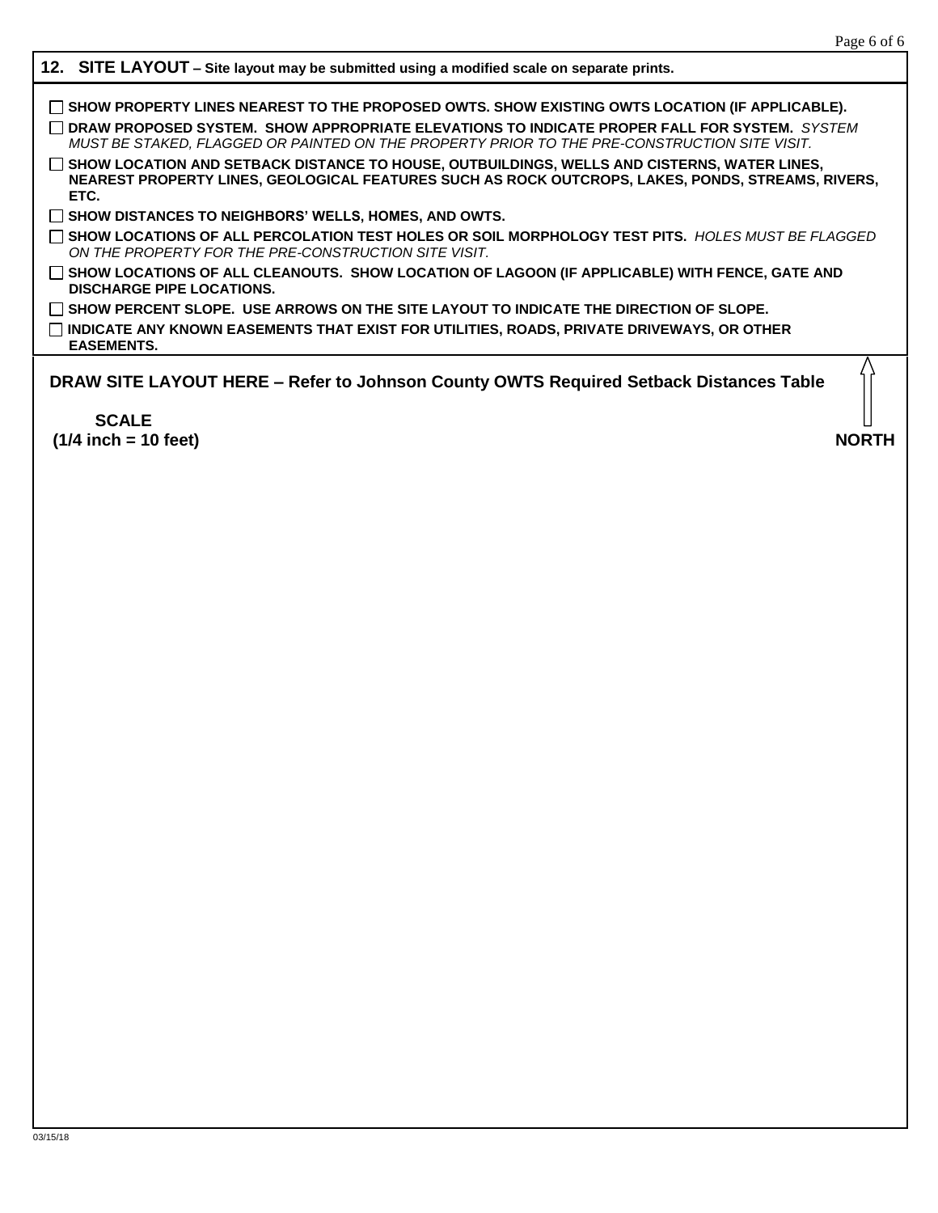## 12. SITE LAYOUT – Site layout may be submitted using a modified scale on separate prints.

- ☐ **SHOW PROPERTY LINES NEAREST TO THE PROPOSED OWTS. SHOW EXISTING OWTS LOCATION (IF APPLICABLE).**
- ☐ **DRAW PROPOSED SYSTEM. SHOW APPROPRIATE ELEVATIONS TO INDICATE PROPER FALL FOR SYSTEM.** *SYSTEM MUST BE STAKED, FLAGGED OR PAINTED ON THE PROPERTY PRIOR TO THE PRE-CONSTRUCTION SITE VISIT.*
- ☐ **SHOW LOCATION AND SETBACK DISTANCE TO HOUSE, OUTBUILDINGS, WELLS AND CISTERNS, WATER LINES, NEAREST PROPERTY LINES, GEOLOGICAL FEATURES SUCH AS ROCK OUTCROPS, LAKES, PONDS, STREAMS, RIVERS, ETC.**
- ☐ **SHOW DISTANCES TO NEIGHBORS' WELLS, HOMES, AND OWTS.**
- ☐ **SHOW LOCATIONS OF ALL PERCOLATION TEST HOLES OR SOIL MORPHOLOGY TEST PITS.** *HOLES MUST BE FLAGGED ON THE PROPERTY FOR THE PRE-CONSTRUCTION SITE VISIT.*
- ☐ **SHOW LOCATIONS OF ALL CLEANOUTS. SHOW LOCATION OF LAGOON (IF APPLICABLE) WITH FENCE, GATE AND DISCHARGE PIPE LOCATIONS.**
- ☐ **SHOW PERCENT SLOPE. USE ARROWS ON THE SITE LAYOUT TO INDICATE THE DIRECTION OF SLOPE.**
- ☐ **INDICATE ANY KNOWN EASEMENTS THAT EXIST FOR UTILITIES, ROADS, PRIVATE DRIVEWAYS, OR OTHER EASEMENTS.**

**DRAW SITE LAYOUT HERE – Refer to Johnson County OWTS Required Setback Distances Table**

**SCALE**
**(1/4 inch = 10 feet)**

**NORTH**

03/15/18